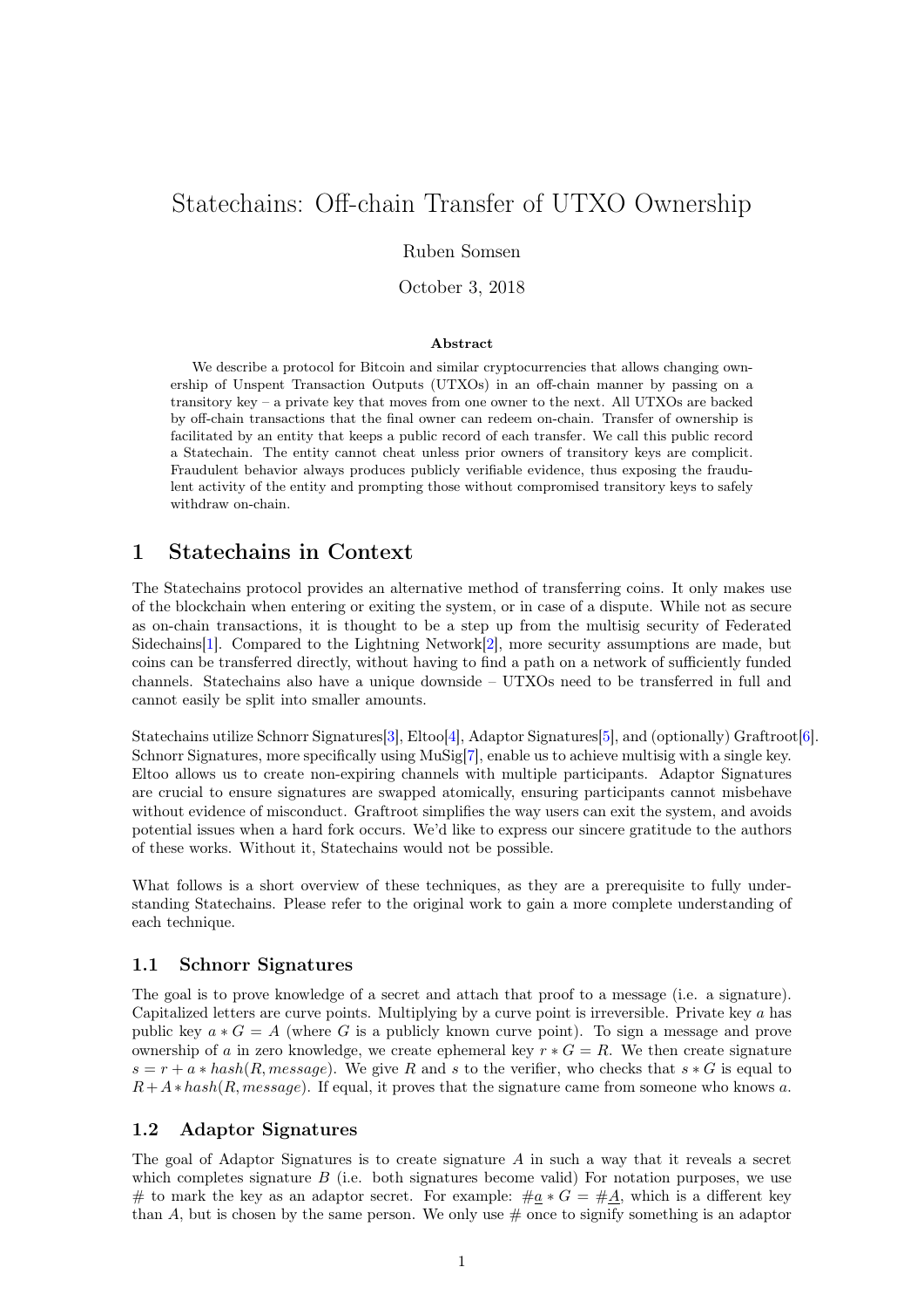# Statechains: Off-chain Transfer of UTXO Ownership

Ruben Somsen

October 3, 2018

**Abstract**

We describe a protocol for Bitcoin and similar cryptocurrencies that allows changing ownership of Unspent Transaction Outputs (UTXOs) in an off-chain manner by passing on a transitory key – a private key that moves from one owner to the next. All UTXOs are backed by off-chain transactions that the final owner can redeem on-chain. Transfer of ownership is facilitated by an entity that keeps a public record of each transfer. We call this public record a Statechain. The entity cannot cheat unless prior owners of transitory keys are complicit. Fraudulent behavior always produces publicly verifiable evidence, thus exposing the fraudulent activity of the entity and prompting those without compromised transitory keys to safely withdraw on-chain.

## 1 Statechains in Context

The Statechains protocol provides an alternative method of transferring coins. It only makes use of the blockchain when entering or exiting the system, or in case of a dispute. While not as secure as on-chain transactions, it is thought to be a step up from the multisig security of Federated Sidechains[1]. Compared to the Lightning Network[2], more security assumptions are made, but coins can be transferred directly, without having to find a path on a network of sufficiently funded channels. Statechains also have a unique downside – UTXOs need to be transferred in full and cannot easily be split into smaller amounts.

Statechains utilize Schnorr Signatures[3], Eltoo[4], Adaptor Signatures[5], and (optionally) Graftroot[6]. Schnorr Signatures, more specifically using MuSig[7], enable us to achieve multisig with a single key. Eltoo allows us to create non-expiring channels with multiple participants. Adaptor Signatures are crucial to ensure signatures are swapped atomically, ensuring participants cannot misbehave without evidence of misconduct. Graftroot simplifies the way users can exit the system, and avoids potential issues when a hard fork occurs. We'd like to express our sincere gratitude to the authors of these works. Without it, Statechains would not be possible.

What follows is a short overview of these techniques, as they are a prerequisite to fully understanding Statechains. Please refer to the original work to gain a more complete understanding of each technique.

### 1.1 Schnorr Signatures

The goal is to prove knowledge of a secret and attach that proof to a message (i.e. a signature). Capitalized letters are curve points. Multiplying by a curve point is irreversible. Private key $a$ has public key $a * G = A$ (where $G$ is a publicly known curve point). To sign a message and prove ownership of $a$ in zero knowledge, we create ephemeral key $r * G = R$. We then create signature $s = r + a * hash(R, message)$. We give $R$ and $s$ to the verifier, who checks that $s * G$ is equal to $R + A * hash(R, message)$. If equal, it proves that the signature came from someone who knows $a$.

### 1.2 Adaptor Signatures

The goal of Adaptor Signatures is to create signature $A$ in such a way that it reveals a secret which completes signature $B$ (i.e. both signatures become valid) For notation purposes, we use # to mark the key as an adaptor secret. For example: $\#\underline{a} * G = \#\underline{A}$, which is a different key than $A$, but is chosen by the same person. We only use # once to signify something is an adaptor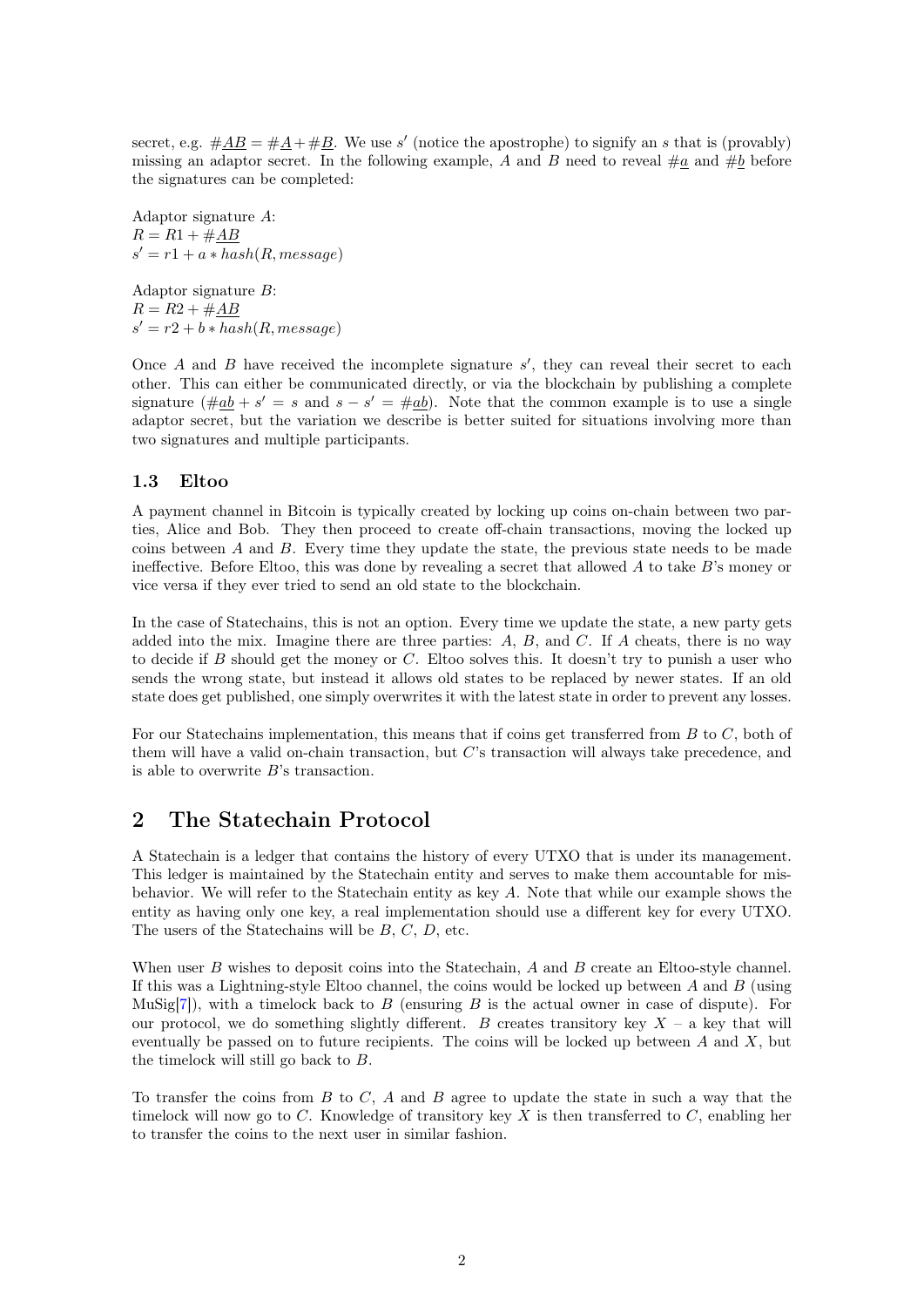secret, e.g. $\#\underline{AB} = \#\underline{A} + \#\underline{B}$. We use $s'$ (notice the apostrophe) to signify an $s$ that is (provably) missing an adaptor secret. In the following example, $A$ and $B$ need to reveal $\#\underline{a}$ and $\#\underline{b}$ before the signatures can be completed:

Adaptor signature $A$:
$R = R1 + \#\underline{AB}$
$s' = r1 + a * hash(R, message)$

Adaptor signature $B$:
$R = R2 + \#\underline{AB}$
$s' = r2 + b * hash(R, message)$

Once $A$ and $B$ have received the incomplete signature $s'$, they can reveal their secret to each other. This can either be communicated directly, or via the blockchain by publishing a complete signature ($\#\underline{ab} + s' = s$ and $s - s' = \#\underline{ab}$). Note that the common example is to use a single adaptor secret, but the variation we describe is better suited for situations involving more than two signatures and multiple participants.

### 1.3 Eltoo

A payment channel in Bitcoin is typically created by locking up coins on-chain between two parties, Alice and Bob. They then proceed to create off-chain transactions, moving the locked up coins between $A$ and $B$. Every time they update the state, the previous state needs to be made ineffective. Before Eltoo, this was done by revealing a secret that allowed $A$ to take $B$'s money or vice versa if they ever tried to send an old state to the blockchain.

In the case of Statechains, this is not an option. Every time we update the state, a new party gets added into the mix. Imagine there are three parties: $A$, $B$, and $C$. If $A$ cheats, there is no way to decide if $B$ should get the money or $C$. Eltoo solves this. It doesn't try to punish a user who sends the wrong state, but instead it allows old states to be replaced by newer states. If an old state does get published, one simply overwrites it with the latest state in order to prevent any losses.

For our Statechains implementation, this means that if coins get transferred from $B$ to $C$, both of them will have a valid on-chain transaction, but $C$'s transaction will always take precedence, and is able to overwrite $B$'s transaction.

## 2 The Statechain Protocol

A Statechain is a ledger that contains the history of every UTXO that is under its management. This ledger is maintained by the Statechain entity and serves to make them accountable for misbehavior. We will refer to the Statechain entity as key $A$. Note that while our example shows the entity as having only one key, a real implementation should use a different key for every UTXO. The users of the Statechains will be $B$, $C$, $D$, etc.

When user $B$ wishes to deposit coins into the Statechain, $A$ and $B$ create an Eltoo-style channel. If this was a Lightning-style Eltoo channel, the coins would be locked up between $A$ and $B$ (using MuSig[7]), with a timelock back to $B$ (ensuring $B$ is the actual owner in case of dispute). For our protocol, we do something slightly different. $B$ creates transitory key $X$ – a key that will eventually be passed on to future recipients. The coins will be locked up between $A$ and $X$, but the timelock will still go back to $B$.

To transfer the coins from $B$ to $C$, $A$ and $B$ agree to update the state in such a way that the timelock will now go to $C$. Knowledge of transitory key $X$ is then transferred to $C$, enabling her to transfer the coins to the next user in similar fashion.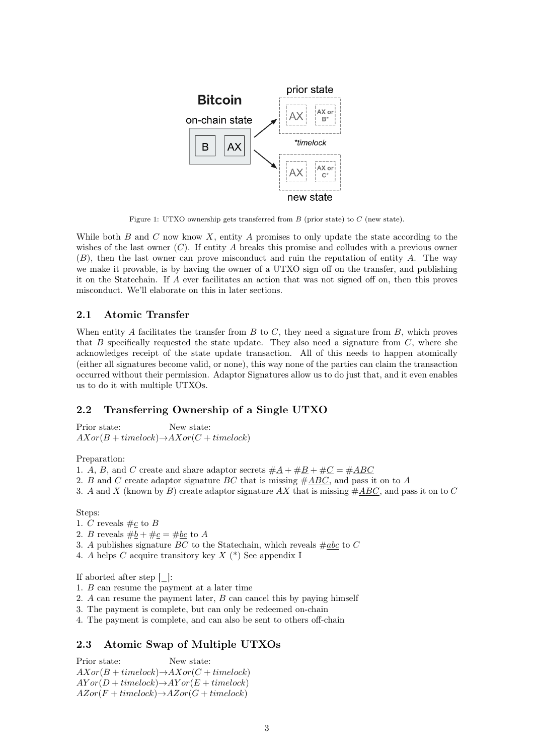Figure 1: UTXO ownership gets transferred from $B$ (prior state) to $C$ (new state).

While both $B$ and $C$ now know $X$, entity $A$ promises to only update the state according to the wishes of the last owner ($C$). If entity $A$ breaks this promise and colludes with a previous owner ($B$), then the last owner can prove misconduct and ruin the reputation of entity $A$. The way we make it provable, is by having the owner of a UTXO sign off on the transfer, and publishing it on the Statechain. If $A$ ever facilitates an action that was not signed off on, then this proves misconduct. We'll elaborate on this in later sections.

## 2.1 Atomic Transfer

When entity $A$ facilitates the transfer from $B$ to $C$, they need a signature from $B$, which proves that $B$ specifically requested the state update. They also need a signature from $C$, where she acknowledges receipt of the state update transaction. All of this needs to happen atomically (either all signatures become valid, or none), this way none of the parties can claim the transaction occurred without their permission. Adaptor Signatures allow us to do just that, and it even enables us to do it with multiple UTXOs.

## 2.2 Transferring Ownership of a Single UTXO

Prior state: New state:
$AX or (B + timelock) \rightarrow AX or (C + timelock)$

Preparation:
1. $A$, $B$, and $C$ create and share adaptor secrets $\#\underline{A} + \#\underline{B} + \#\underline{C} = \#\underline{ABC}$
2. $B$ and $C$ create adaptor signature $BC$ that is missing $\#\underline{ABC}$, and pass it on to $A$
3. $A$ and $X$ (known by $B$) create adaptor signature $AX$ that is missing $\#\underline{ABC}$, and pass it on to $C$

Steps:
1. $C$ reveals $\#\underline{c}$ to $B$
2. $B$ reveals $\#\underline{b} + \#\underline{c} = \#\underline{bc}$ to $A$
3. $A$ publishes signature $BC$ to the Statechain, which reveals $\#\underline{abc}$ to $C$
4. $A$ helps $C$ acquire transitory key $X$ (*) See appendix I

If aborted after step [_]:
1. $B$ can resume the payment at a later time
2. $A$ can resume the payment later, $B$ can cancel this by paying himself
3. The payment is complete, but can only be redeemed on-chain
4. The payment is complete, and can also be sent to others off-chain

## 2.3 Atomic Swap of Multiple UTXOs

Prior state: New state:
$AX or (B + timelock) \rightarrow AX or (C + timelock)$
$AY or (D + timelock) \rightarrow AY or (E + timelock)$
$AZ or (F + timelock) \rightarrow AZ or (G + timelock)$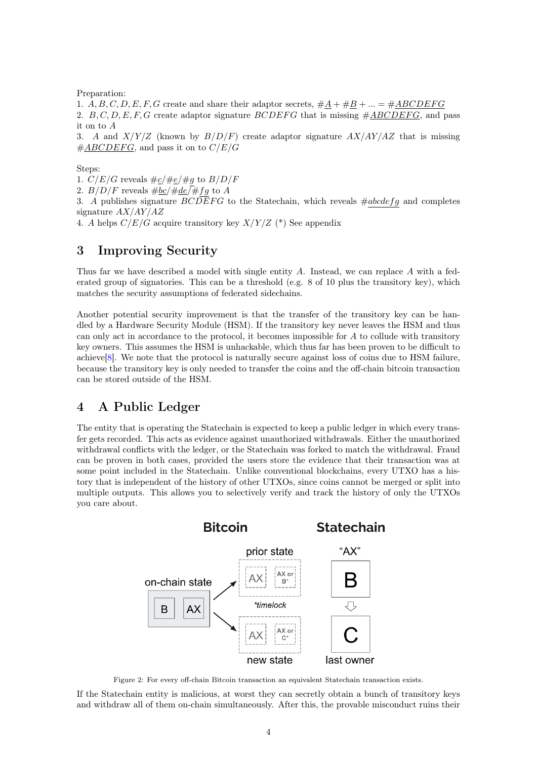Preparation:

1. $A, B, C, D, E, F, G$ create and share their adaptor secrets, $\#\underline{A} + \#\underline{B} + ... = \#\underline{ABCDEFG}$
2. $B, C, D, E, F, G$ create adaptor signature $BCDEFG$ that is missing $\#\underline{ABCDEFG}$, and pass it on to $A$
3. $A$ and $X/Y/Z$ (known by $B/D/F$) create adaptor signature $AX/AY/AZ$ that is missing $\#\underline{ABCDEFG}$, and pass it on to $C/E/G$

Steps:

1. $C/E/G$ reveals $\#\underline{c}/\#\underline{e}/\#\underline{g}$ to $B/D/F$
2. $B/D/F$ reveals $\#\underline{bc}/\#\underline{de}/\#\underline{fg}$ to $A$
3. $A$ publishes signature $BCDEFG$ to the Statechain, which reveals $\#\underline{abcdefg}$ and completes signature $AX/AY/AZ$
4. $A$ helps $C/E/G$ acquire transitory key $X/Y/Z$ (*) See appendix

# 3 Improving Security

Thus far we have described a model with single entity $A$. Instead, we can replace $A$ with a federated group of signatories. This can be a threshold (e.g. 8 of 10 plus the transitory key), which matches the security assumptions of federated sidechains.

Another potential security improvement is that the transfer of the transitory key can be handled by a Hardware Security Module (HSM). If the transitory key never leaves the HSM and thus can only act in accordance to the protocol, it becomes impossible for $A$ to collude with transitory key owners. This assumes the HSM is unhackable, which thus far has been proven to be difficult to achieve[8]. We note that the protocol is naturally secure against loss of coins due to HSM failure, because the transitory key is only needed to transfer the coins and the off-chain bitcoin transaction can be stored outside of the HSM.

# 4 A Public Ledger

The entity that is operating the Statechain is expected to keep a public ledger in which every transfer gets recorded. This acts as evidence against unauthorized withdrawals. Either the unauthorized withdrawal conflicts with the ledger, or the Statechain was forked to match the withdrawal. Fraud can be proven in both cases, provided the users store the evidence that their transaction was at some point included in the Statechain. Unlike conventional blockchains, every UTXO has a history that is independent of the history of other UTXOs, since coins cannot be merged or split into multiple outputs. This allows you to selectively verify and track the history of only the UTXOs you care about.

Figure 2: For every off-chain Bitcoin transaction an equivalent Statechain transaction exists.

If the Statechain entity is malicious, at worst they can secretly obtain a bunch of transitory keys and withdraw all of them on-chain simultaneously. After this, the provable misconduct ruins their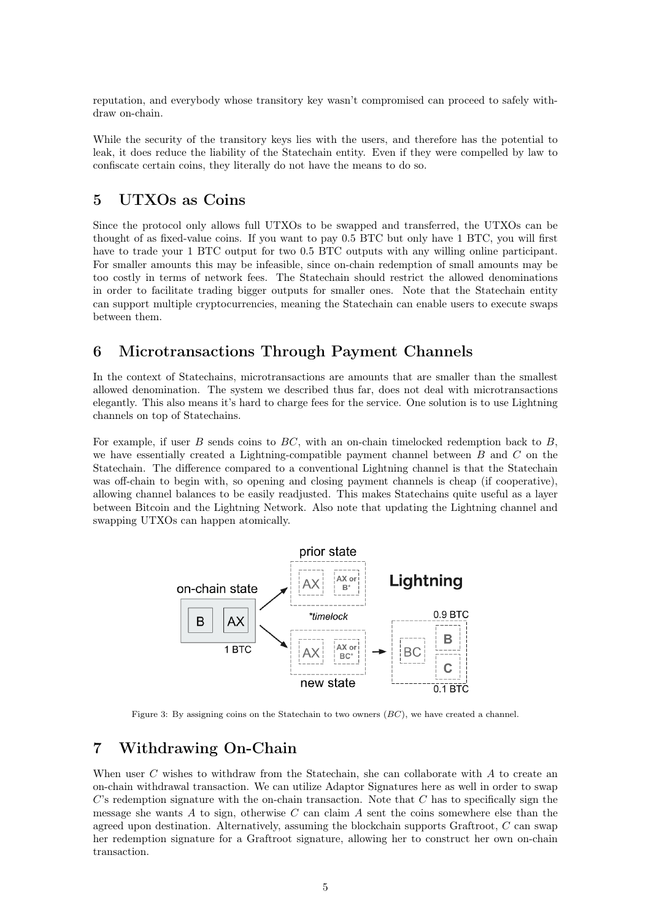reputation, and everybody whose transitory key wasn't compromised can proceed to safely withdraw on-chain.

While the security of the transitory keys lies with the users, and therefore has the potential to leak, it does reduce the liability of the Statechain entity. Even if they were compelled by law to confiscate certain coins, they literally do not have the means to do so.

## 5 UTXOs as Coins

Since the protocol only allows full UTXOs to be swapped and transferred, the UTXOs can be thought of as fixed-value coins. If you want to pay 0.5 BTC but only have 1 BTC, you will first have to trade your 1 BTC output for two 0.5 BTC outputs with any willing online participant. For smaller amounts this may be infeasible, since on-chain redemption of small amounts may be too costly in terms of network fees. The Statechain should restrict the allowed denominations in order to facilitate trading bigger outputs for smaller ones. Note that the Statechain entity can support multiple cryptocurrencies, meaning the Statechain can enable users to execute swaps between them.

## 6 Microtransactions Through Payment Channels

In the context of Statechains, microtransactions are amounts that are smaller than the smallest allowed denomination. The system we described thus far, does not deal with microtransactions elegantly. This also means it's hard to charge fees for the service. One solution is to use Lightning channels on top of Statechains.

For example, if user $B$ sends coins to $BC$, with an on-chain timelocked redemption back to $B$, we have essentially created a Lightning-compatible payment channel between $B$ and $C$ on the Statechain. The difference compared to a conventional Lightning channel is that the Statechain was off-chain to begin with, so opening and closing payment channels is cheap (if cooperative), allowing channel balances to be easily readjusted. This makes Statechains quite useful as a layer between Bitcoin and the Lightning Network. Also note that updating the Lightning channel and swapping UTXOs can happen atomically.

Figure 3: By assigning coins on the Statechain to two owners ($BC$), we have created a channel.

## 7 Withdrawing On-Chain

When user $C$ wishes to withdraw from the Statechain, she can collaborate with $A$ to create an on-chain withdrawal transaction. We can utilize Adaptor Signatures here as well in order to swap $C$'s redemption signature with the on-chain transaction. Note that $C$ has to specifically sign the message she wants $A$ to sign, otherwise $C$ can claim $A$ sent the coins somewhere else than the agreed upon destination. Alternatively, assuming the blockchain supports Graftroot, $C$ can swap her redemption signature for a Graftroot signature, allowing her to construct her own on-chain transaction.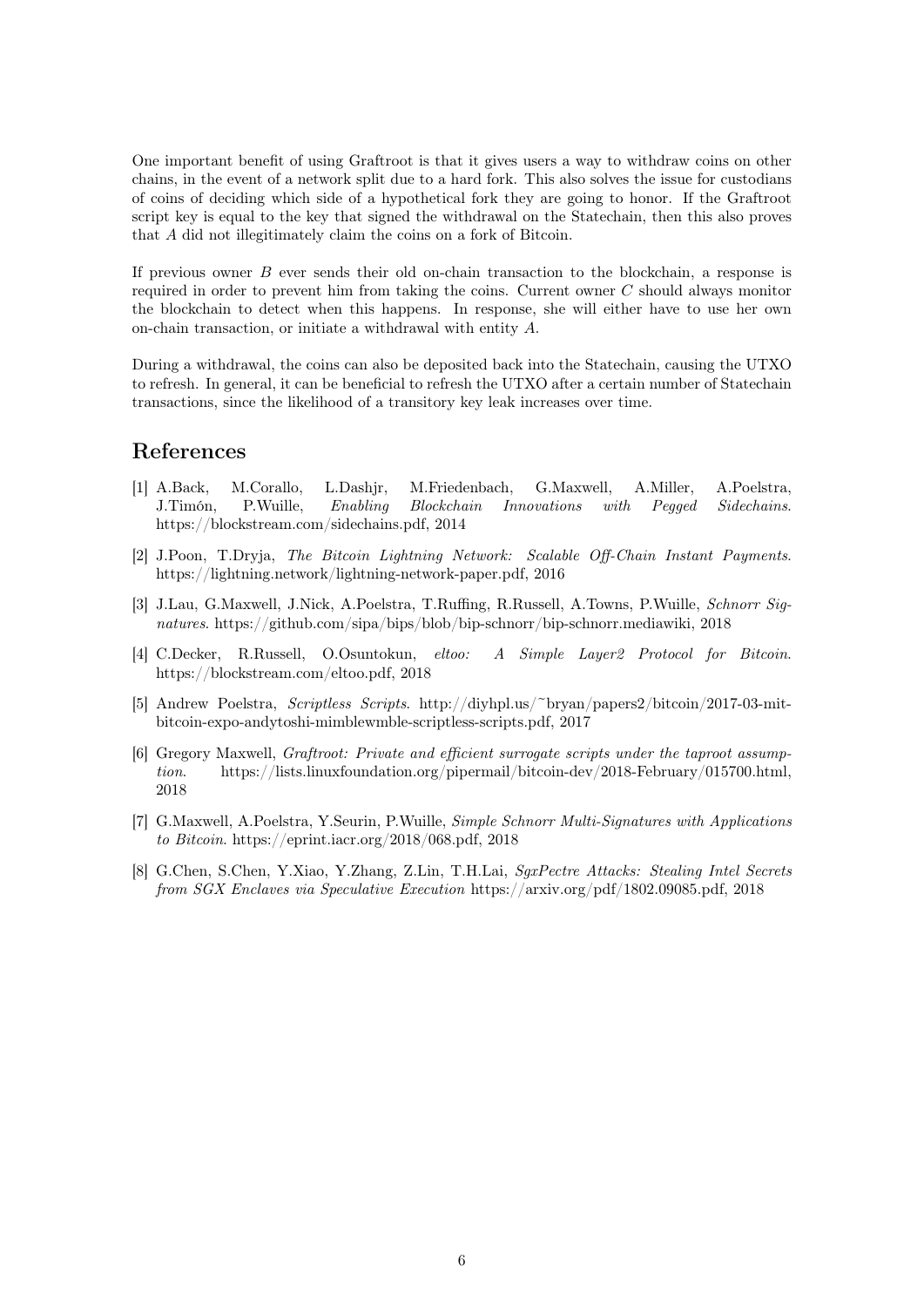One important benefit of using Graftroot is that it gives users a way to withdraw coins on other chains, in the event of a network split due to a hard fork. This also solves the issue for custodians of coins of deciding which side of a hypothetical fork they are going to honor. If the Graftroot script key is equal to the key that signed the withdrawal on the Statechain, then this also proves that $A$ did not illegitimately claim the coins on a fork of Bitcoin.

If previous owner $B$ ever sends their old on-chain transaction to the blockchain, a response is required in order to prevent him from taking the coins. Current owner $C$ should always monitor the blockchain to detect when this happens. In response, she will either have to use her own on-chain transaction, or initiate a withdrawal with entity $A$.

During a withdrawal, the coins can also be deposited back into the Statechain, causing the UTXO to refresh. In general, it can be beneficial to refresh the UTXO after a certain number of Statechain transactions, since the likelihood of a transitory key leak increases over time.

## References

[1] A.Back, M.Corallo, L.Dashjr, M.Friedenbach, G.Maxwell, A.Miller, A.Poelstra, J.Timón, P.Wuille, *Enabling Blockchain Innovations with Pegged Sidechains*. https://blockstream.com/sidechains.pdf, 2014

[2] J.Poon, T.Dryja, *The Bitcoin Lightning Network: Scalable Off-Chain Instant Payments*. https://lightning.network/lightning-network-paper.pdf, 2016

[3] J.Lau, G.Maxwell, J.Nick, A.Poelstra, T.Ruffing, R.Russell, A.Towns, P.Wuille, *Schnorr Signatures*. https://github.com/sipa/bips/blob/bip-schnorr/bip-schnorr.mediawiki, 2018

[4] C.Decker, R.Russell, O.Osuntokun, *eltoo: A Simple Layer2 Protocol for Bitcoin*. https://blockstream.com/eltoo.pdf, 2018

[5] Andrew Poelstra, *Scriptless Scripts*. http://diyhpl.us/~bryan/papers2/bitcoin/2017-03-mit-bitcoin-expo-andytoshi-mimblewmble-scriptless-scripts.pdf, 2017

[6] Gregory Maxwell, *Graftroot: Private and efficient surrogate scripts under the taproot assumption*. https://lists.linuxfoundation.org/pipermail/bitcoin-dev/2018-February/015700.html, 2018

[7] G.Maxwell, A.Poelstra, Y.Seurin, P.Wuille, *Simple Schnorr Multi-Signatures with Applications to Bitcoin*. https://eprint.iacr.org/2018/068.pdf, 2018

[8] G.Chen, S.Chen, Y.Xiao, Y.Zhang, Z.Lin, T.H.Lai, *SgxPectre Attacks: Stealing Intel Secrets from SGX Enclaves via Speculative Execution* https://arxiv.org/pdf/1802.09085.pdf, 2018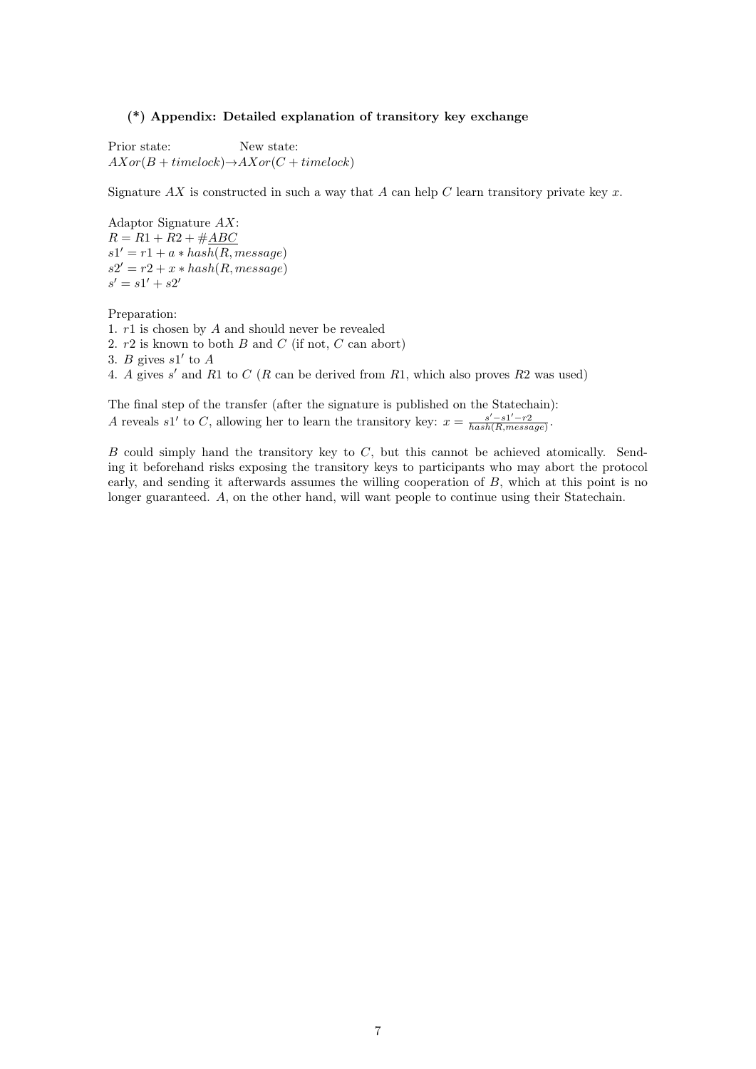### (*) Appendix: Detailed explanation of transitory key exchange

Prior state: New state:
$AX or(B + timelock) \rightarrow AX or(C + timelock)$

Signature $AX$ is constructed in such a way that $A$ can help $C$ learn transitory private key $x$.

Adaptor Signature $AX$:
$R = R1 + R2 + \#\underline{ABC}$
$s1' = r1 + a * hash(R, message)$
$s2' = r2 + x * hash(R, message)$
$s' = s1' + s2'$

Preparation:

1. $r1$ is chosen by $A$ and should never be revealed
2. $r2$ is known to both $B$ and $C$ (if not, $C$ can abort)
3. $B$ gives $s1'$ to $A$
4. $A$ gives $s'$ and $R1$ to $C$ ($R$ can be derived from $R1$, which also proves $R2$ was used)

The final step of the transfer (after the signature is published on the Statechain):
$A$ reveals $s1'$ to $C$, allowing her to learn the transitory key: $x = \frac{s' - s1' - r2}{hash(R, message)}$.

$B$ could simply hand the transitory key to $C$, but this cannot be achieved atomically. Sending it beforehand risks exposing the transitory keys to participants who may abort the protocol early, and sending it afterwards assumes the willing cooperation of $B$, which at this point is no longer guaranteed. $A$, on the other hand, will want people to continue using their Statechain.